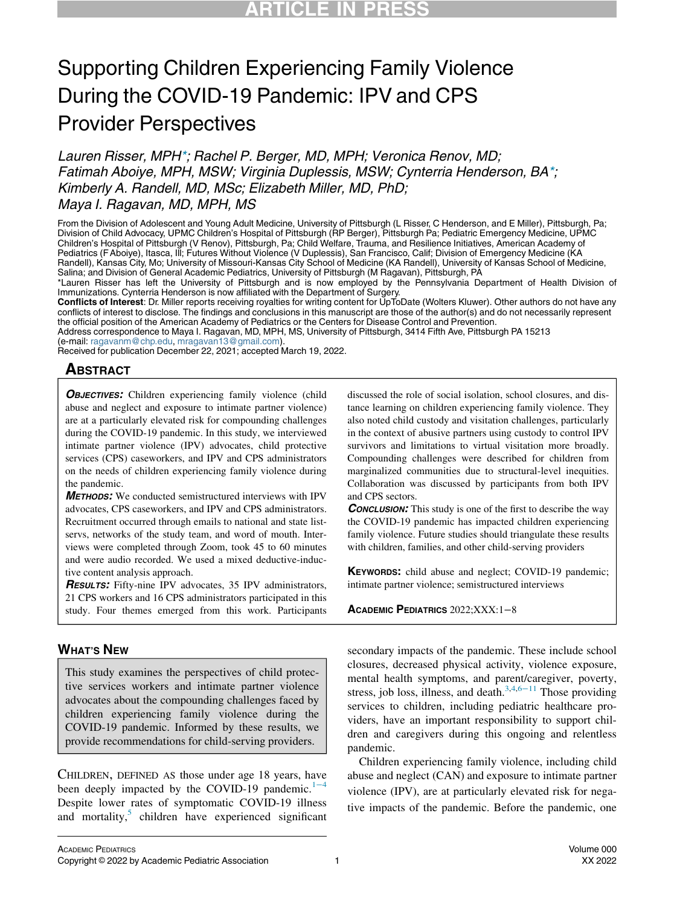# Supporting Children Experiencing Family Violence During the COVID-19 Pandemic: IPV and CPS Provider Perspectives

*Lauren Risser, MPH\*; Rachel P. Berger, MD, MPH; Veronica Renov, MD; Fatimah Aboiye, MPH, MSW; Virginia Duplessis, MSW; Cynterria Henderson, BA\*; Kimberly A. Randell, MD, MSc; Elizabeth Miller, MD, PhD; Maya I. Ragavan, MD, MPH, MS*

From the Division of Adolescent and Young Adult Medicine, University of Pittsburgh (L Risser, C Henderson, and E Miller), Pittsburgh, Pa; Division of Child Advocacy, UPMC Children's Hospital of Pittsburgh (RP Berger), Pittsburgh Pa; Pediatric Emergency Medicine, UPMC Children's Hospital of Pittsburgh (V Renov), Pittsburgh, Pa; Child Welfare, Trauma, and Resilience Initiatives, American Academy of Pediatrics (F Aboiye), Itasca, Ill; Futures Without Violence (V Duplessis), San Francisco, Calif; Division of Emergency Medicine (KA Randell), Kansas City, Mo; University of Missouri-Kansas City School of Medicine (KA Randell), University of Kansas School of Medicine, Salina; and Division of General Academic Pediatrics, University of Pittsburgh (M Ragavan), Pittsburgh, PA

\*Lauren Risser has left the University of Pittsburgh and is now employed by the Pennsylvania Department of Health Division of Immunizations. Cynterria Henderson is now affiliated with the Department of Surgery.

**Conflicts of Interest**: Dr. Miller reports receiving royalties for writing content for UpToDate (Wolters Kluwer). Other authors do not have any conflicts of interest to disclose. The findings and conclusions in this manuscript are those of the author(s) and do not necessarily represent the official position of the American Academy of Pediatrics or the Centers for Disease Control and Prevention.

Address correspondence to Maya I. Ragavan, MD, MPH, MS, University of Pittsburgh, 3414 Fifth Ave, Pittsburgh PA 15213 (e-mail: ragavanm@chp.edu, mragavan13@gmail.com).

Received for publication December 22, 2021; accepted March 19, 2022.

## Abstract

***Objectives:*** Children experiencing family violence (child abuse and neglect and exposure to intimate partner violence) are at a particularly elevated risk for compounding challenges during the COVID-19 pandemic. In this study, we interviewed intimate partner violence (IPV) advocates, child protective services (CPS) caseworkers, and IPV and CPS administrators on the needs of children experiencing family violence during the pandemic.

***Methods:*** We conducted semistructured interviews with IPV advocates, CPS caseworkers, and IPV and CPS administrators. Recruitment occurred through emails to national and state listservs, networks of the study team, and word of mouth. Interviews were completed through Zoom, took 45 to 60 minutes and were audio recorded. We used a mixed deductive-inductive content analysis approach.

***Results:*** Fifty-nine IPV advocates, 35 IPV administrators, 21 CPS workers and 16 CPS administrators participated in this study. Four themes emerged from this work. Participants discussed the role of social isolation, school closures, and distance learning on children experiencing family violence. They also noted child custody and visitation challenges, particularly in the context of abusive partners using custody to control IPV survivors and limitations to virtual visitation more broadly. Compounding challenges were described for children from marginalized communities due to structural-level inequities. Collaboration was discussed by participants from both IPV and CPS sectors.

***Conclusion:*** This study is one of the first to describe the way the COVID-19 pandemic has impacted children experiencing family violence. Future studies should triangulate these results with children, families, and other child-serving providers

**Keywords:** child abuse and neglect; COVID-19 pandemic; intimate partner violence; semistructured interviews

## What's New

This study examines the perspectives of child protective services workers and intimate partner violence advocates about the compounding challenges faced by children experiencing family violence during the COVID-19 pandemic. Informed by these results, we provide recommendations for child-serving providers.

Children, defined as those under age 18 years, have been deeply impacted by the COVID-19 pandemic.[1–4] Despite lower rates of symptomatic COVID-19 illness and mortality,[5] children have experienced significant secondary impacts of the pandemic. These include school closures, decreased physical activity, violence exposure, mental health symptoms, and parent/caregiver, poverty, stress, job loss, illness, and death.[3,4,6–11] Those providing services to children, including pediatric healthcare providers, have an important responsibility to support children and caregivers during this ongoing and relentless pandemic.

Children experiencing family violence, including child abuse and neglect (CAN) and exposure to intimate partner violence (IPV), are at particularly elevated risk for negative impacts of the pandemic. Before the pandemic, one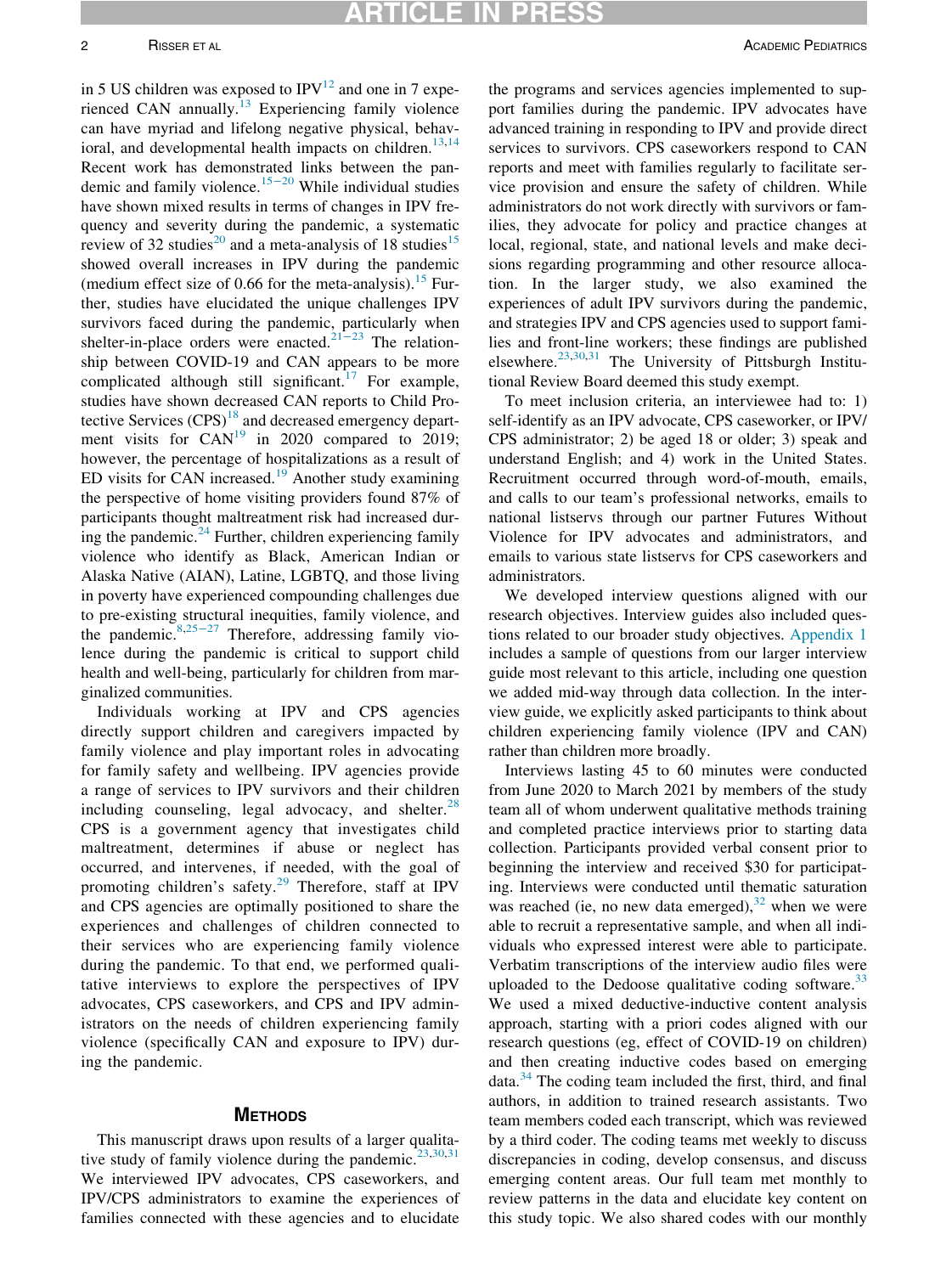in 5 US children was exposed to IPV[12] and one in 7 experienced CAN annually.[13] Experiencing family violence can have myriad and lifelong negative physical, behavioral, and developmental health impacts on children.[13,14] Recent work has demonstrated links between the pandemic and family violence.[15−20] While individual studies have shown mixed results in terms of changes in IPV frequency and severity during the pandemic, a systematic review of 32 studies[20] and a meta-analysis of 18 studies[15] showed overall increases in IPV during the pandemic (medium effect size of 0.66 for the meta-analysis).[15] Further, studies have elucidated the unique challenges IPV survivors faced during the pandemic, particularly when shelter-in-place orders were enacted.[21−23] The relationship between COVID-19 and CAN appears to be more complicated although still significant.[17] For example, studies have shown decreased CAN reports to Child Protective Services (CPS)[18] and decreased emergency department visits for CAN[19] in 2020 compared to 2019; however, the percentage of hospitalizations as a result of ED visits for CAN increased.[19] Another study examining the perspective of home visiting providers found 87% of participants thought maltreatment risk had increased during the pandemic.[24] Further, children experiencing family violence who identify as Black, American Indian or Alaska Native (AIAN), Latine, LGBTQ, and those living in poverty have experienced compounding challenges due to pre-existing structural inequities, family violence, and the pandemic.[8,25−27] Therefore, addressing family violence during the pandemic is critical to support child health and well-being, particularly for children from marginalized communities.

Individuals working at IPV and CPS agencies directly support children and caregivers impacted by family violence and play important roles in advocating for family safety and wellbeing. IPV agencies provide a range of services to IPV survivors and their children including counseling, legal advocacy, and shelter.[28] CPS is a government agency that investigates child maltreatment, determines if abuse or neglect has occurred, and intervenes, if needed, with the goal of promoting children's safety.[29] Therefore, staff at IPV and CPS agencies are optimally positioned to share the experiences and challenges of children connected to their services who are experiencing family violence during the pandemic. To that end, we performed qualitative interviews to explore the perspectives of IPV advocates, CPS caseworkers, and CPS and IPV administrators on the needs of children experiencing family violence (specifically CAN and exposure to IPV) during the pandemic.

## Methods

This manuscript draws upon results of a larger qualitative study of family violence during the pandemic.[23,30,31] We interviewed IPV advocates, CPS caseworkers, and IPV/CPS administrators to examine the experiences of families connected with these agencies and to elucidate the programs and services agencies implemented to support families during the pandemic. IPV advocates have advanced training in responding to IPV and provide direct services to survivors. CPS caseworkers respond to CAN reports and meet with families regularly to facilitate service provision and ensure the safety of children. While administrators do not work directly with survivors or families, they advocate for policy and practice changes at local, regional, state, and national levels and make decisions regarding programming and other resource allocation. In the larger study, we also examined the experiences of adult IPV survivors during the pandemic, and strategies IPV and CPS agencies used to support families and front-line workers; these findings are published elsewhere.[23,30,31] The University of Pittsburgh Institutional Review Board deemed this study exempt.

To meet inclusion criteria, an interviewee had to: 1) self-identify as an IPV advocate, CPS caseworker, or IPV/CPS administrator; 2) be aged 18 or older; 3) speak and understand English; and 4) work in the United States. Recruitment occurred through word-of-mouth, emails, and calls to our team's professional networks, emails to national listservs through our partner Futures Without Violence for IPV advocates and administrators, and emails to various state listservs for CPS caseworkers and administrators.

We developed interview questions aligned with our research objectives. Interview guides also included questions related to our broader study objectives. Appendix 1 includes a sample of questions from our larger interview guide most relevant to this article, including one question we added mid-way through data collection. In the interview guide, we explicitly asked participants to think about children experiencing family violence (IPV and CAN) rather than children more broadly.

Interviews lasting 45 to 60 minutes were conducted from June 2020 to March 2021 by members of the study team all of whom qualitative methods training and completed practice interviews prior to starting data collection. Participants provided verbal consent prior to beginning the interview and received $30 for participating. Interviews were conducted until thematic saturation was reached (ie, no new data emerged),[32] when we were able to recruit a representative sample, and when all individuals who expressed interest were able to participate. Verbatim transcriptions of the interview audio files were uploaded to the Dedoose qualitative coding software.[33] We used a mixed deductive-inductive content analysis approach, starting with a priori codes aligned with our research questions (eg, effect of COVID-19 on children) and then creating inductive codes based on emerging data.[34] The coding team included the first, third, and final authors, in addition to trained research assistants. Two team members coded each transcript, which was reviewed by a third coder. The coding teams met weekly to discuss discrepancies in coding, develop consensus, and discuss emerging content areas. Our full team met monthly to review patterns in the data and elucidate key content on this study topic. We also shared codes with our monthly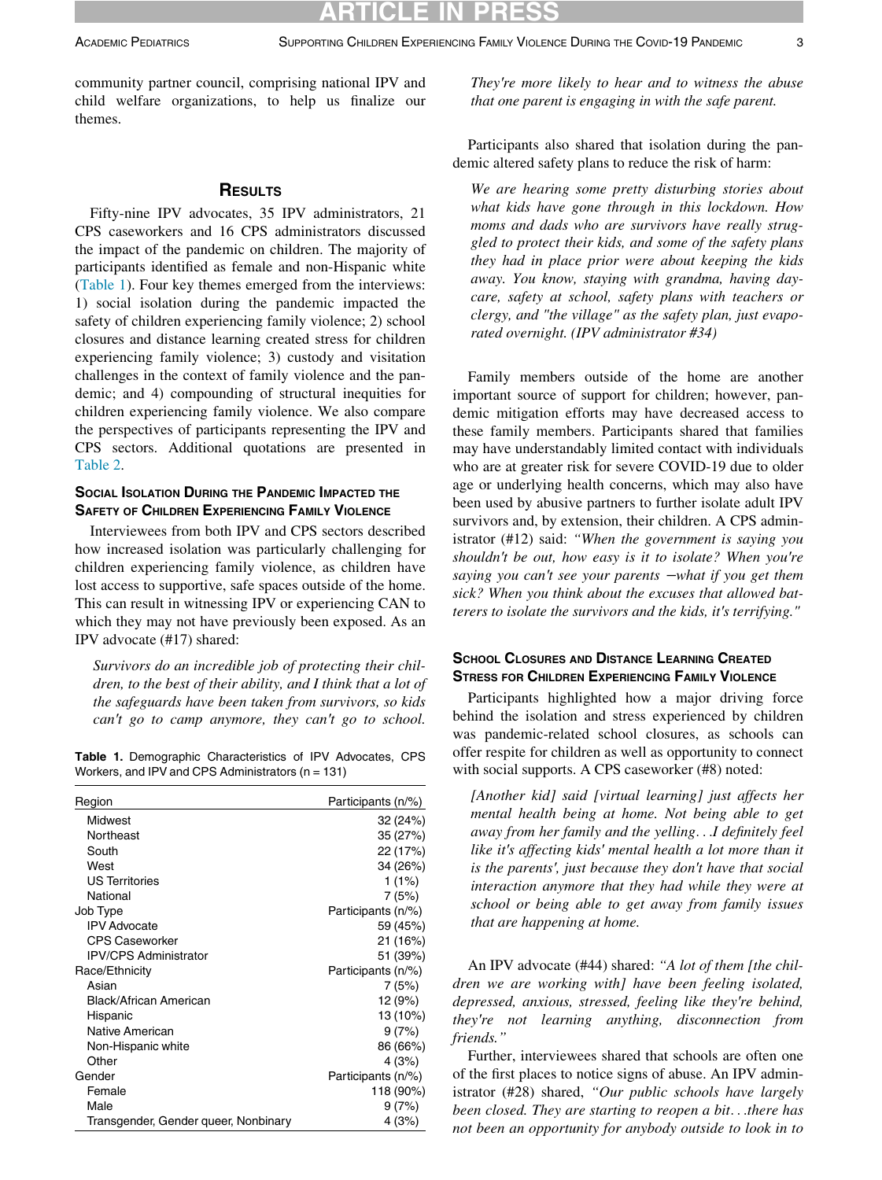community partner council, comprising national IPV and child welfare organizations, to help us finalize our themes.

## Results

Fifty-nine IPV advocates, 35 IPV administrators, 21 CPS caseworkers and 16 CPS administrators discussed the impact of the pandemic on children. The majority of participants identified as female and non-Hispanic white (Table 1). Four key themes emerged from the interviews: 1) social isolation during the pandemic impacted the safety of children experiencing family violence; 2) school closures and distance learning created stress for children experiencing family violence; 3) custody and visitation challenges in the context of family violence and the pandemic; and 4) compounding of structural inequities for children experiencing family violence. We also compare the perspectives of participants representing the IPV and CPS sectors. Additional quotations are presented in Table 2.

### Social Isolation During the Pandemic Impacted the Safety of Children Experiencing Family Violence

Interviewees from both IPV and CPS sectors described how increased isolation was particularly challenging for children experiencing family violence, as children have lost access to supportive, safe spaces outside of the home. This can result in witnessing IPV or experiencing CAN to which they may not have previously been exposed. As an IPV advocate (#17) shared:

> *Survivors do an incredible job of protecting their children, to the best of their ability, and I think that a lot of the safeguards have been taken from survivors, so kids can't go to camp anymore, they can't go to school. They're more likely to hear and to witness the abuse that one parent is engaging in with the safe parent.*

**Table 1.** Demographic Characteristics of IPV Advocates, CPS Workers, and IPV and CPS Administrators (n = 131)

| Region | Participants (n/%) |
|---|---|
| Midwest | 32 (24%) |
| Northeast | 35 (27%) |
| South | 22 (17%) |
| West | 34 (26%) |
| US Territories | 1 (1%) |
| National | 7 (5%) |
| **Job Type** | **Participants (n/%)** |
| IPV Advocate | 59 (45%) |
| CPS Caseworker | 21 (16%) |
| IPV/CPS Administrator | 51 (39%) |
| **Race/Ethnicity** | **Participants (n/%)** |
| Asian | 7 (5%) |
| Black/African American | 12 (9%) |
| Hispanic | 13 (10%) |
| Native American | 9 (7%) |
| Non-Hispanic white | 86 (66%) |
| Other | 4 (3%) |
| **Gender** | **Participants (n/%)** |
| Female | 118 (90%) |
| Male | 9 (7%) |
| Transgender, Gender queer, Nonbinary | 4 (3%) |

Participants also shared that isolation during the pandemic altered safety plans to reduce the risk of harm:

> *We are hearing some pretty disturbing stories about what kids have gone through in this lockdown. How moms and dads who are survivors have really struggled to protect their kids, and some of the safety plans they had in place prior were about keeping the kids away. You know, staying with grandma, having daycare, safety at school, safety plans with teachers or clergy, and "the village" as the safety plan, just evaporated overnight. (IPV administrator #34)*

Family members outside of the home are another important source of support for children; however, pandemic mitigation efforts may have decreased access to these family members. Participants shared that families may have understandably limited contact with individuals who are at greater risk for severe COVID-19 due to older age or underlying health concerns, which may also have been used by abusive partners to further isolate adult IPV survivors and, by extension, their children. A CPS administrator (#12) said: *"When the government is saying you shouldn't be out, how easy is it to isolate? When you're saying you can't see your parents –what if you get them sick? When you think about the excuses that allowed batterers to isolate the survivors and the kids, it's terrifying."*

### School Closures and Distance Learning Created Stress for Children Experiencing Family Violence

Participants highlighted how a major driving force behind the isolation and stress experienced by children was pandemic-related school closures, as schools can offer respite for children as well as opportunity to connect with social supports. A CPS caseworker (#8) noted:

> *[Another kid] said [virtual learning] just affects her mental health being at home. Not being able to get away from her family and the yelling…I definitely feel like it's affecting kids' mental health a lot more than it is the parents', just because they don't have that social interaction anymore that they had while they were at school or being able to get away from family issues that are happening at home.*

An IPV advocate (#44) shared: *"A lot of them [the children we are working with] have been feeling isolated, depressed, anxious, stressed, feeling like they're behind, they're not learning anything, disconnection from friends."*

Further, interviewees shared that schools are often one of the first places to notice signs of abuse. An IPV administrator (#28) shared, *"Our public schools have largely been closed. They are starting to reopen a bit…there has not been an opportunity for anybody outside to look in to*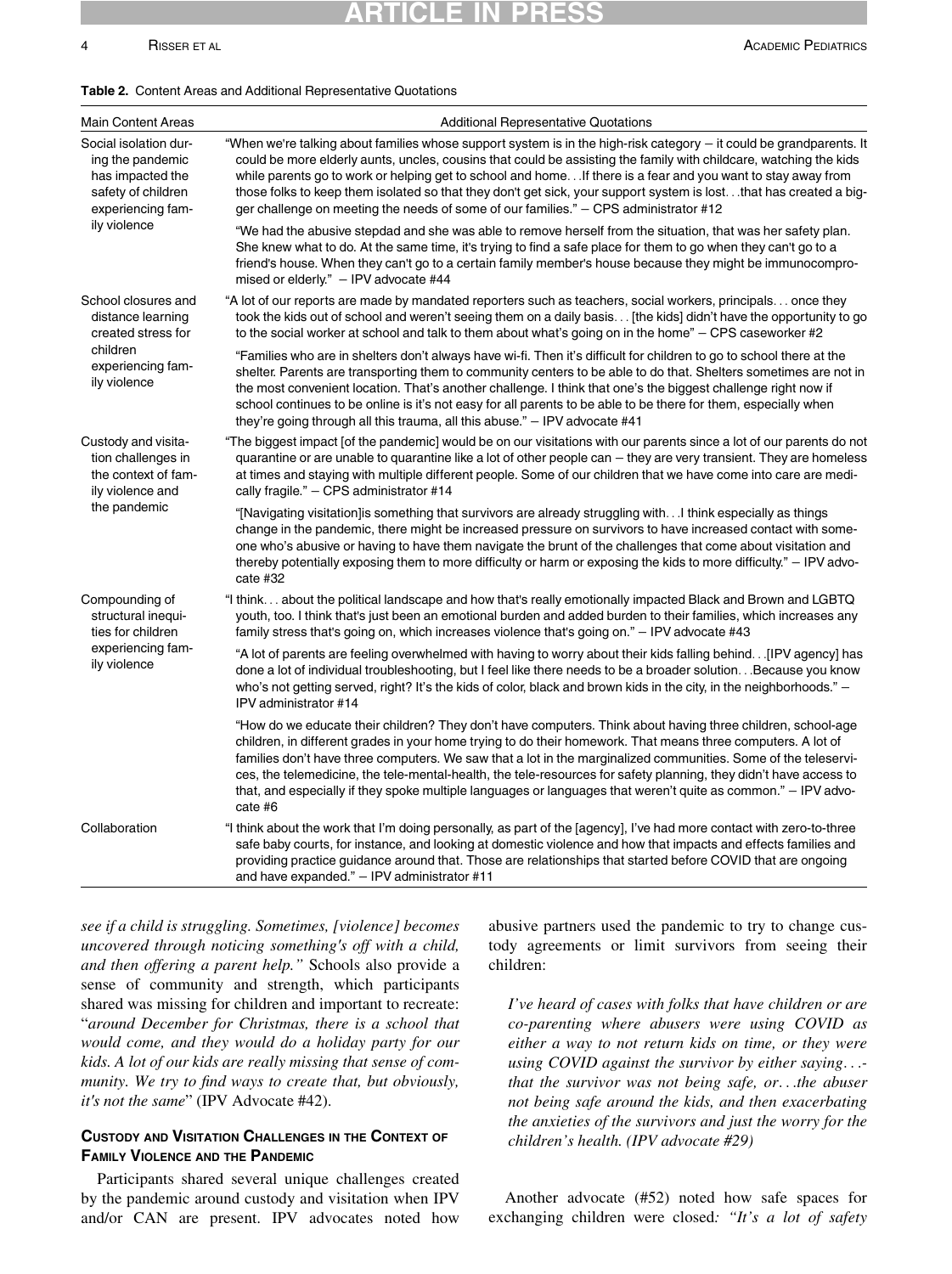**Table 2.** Content Areas and Additional Representative Quotations

| Main Content Areas | Additional Representative Quotations |
|---|---|
| Social isolation during the pandemic has impacted the safety of children experiencing family violence | "When we're talking about families whose support system is in the high-risk category – it could be grandparents. It could be more elderly aunts, uncles, cousins that could be assisting the family with childcare, watching the kids while parents go to work or helping get to school and home…If there is a fear and you want to stay away from those folks to keep them isolated so that they don't get sick, your support system is lost…that has created a bigger challenge on meeting the needs of some of our families." – CPS administrator #12 |
| | "We had the abusive stepdad and she was able to remove herself from the situation, that was her safety plan. She knew what to do. At the same time, it's trying to find a safe place for them to go when they can't go to a friend's house. When they can't go to a certain family member's house because they might be immunocompromised or elderly." – IPV advocate #44 |
| School closures and distance learning created stress for children experiencing family violence | "A lot of our reports are made by mandated reporters such as teachers, social workers, principals… once they took the kids out of school and weren't seeing them on a daily basis… [the kids] didn't have the opportunity to go to the social worker at school and talk to them about what's going on in the home" – CPS caseworker #2 |
| | "Families who are in shelters don't always have wi-fi. Then it's difficult for children to go to school there at the shelter. Parents are transporting them to community centers to be able to do that. Shelters sometimes are not in the most convenient location. That's another challenge. I think that one's the biggest challenge right now if school continues to be online is it's not easy for all parents to be able to be there for them, especially when they're going through all this trauma, all this abuse." – IPV advocate #41 |
| Custody and visitation challenges in the context of family violence and the pandemic | "The biggest impact [of the pandemic] would be on our visitations with our parents since a lot of our parents do not quarantine or are unable to quarantine like a lot of other people can – they are very transient. They are homeless at times and staying with multiple different people. Some of our children that we have come into care are medically fragile." – CPS administrator #14 |
| | "[Navigating visitation]is something that survivors are already struggling with…I think especially as things change in the pandemic, there might be increased pressure on survivors to have increased contact with someone who's abusive or having to have them navigate the brunt of the challenges that come about visitation and thereby potentially exposing them to more difficulty or harm or exposing the kids to more difficulty." – IPV advocate #32 |
| Compounding of structural inequities for children experiencing family violence | "I think… about the political landscape and how that's really emotionally impacted Black and Brown and LGBTQ youth, too. I think that's just been an emotional burden and added burden to their families, which increases any family stress that's going on, which increases violence that's going on." – IPV advocate #43 |
| | "A lot of parents are feeling overwhelmed with having to worry about their kids falling behind…[IPV agency] has done a lot of individual troubleshooting, but I feel like there needs to be a broader solution…Because you know who's not getting served, right? It's the kids of color, black and brown kids in the city, in the neighborhoods." – IPV administrator #14 |
| | "How do we educate their children? They don't have computers. Think about having three children, school-age children, in different grades in your home trying to do their homework. That means three computers. A lot of families don't have three computers. We saw that a lot in the marginalized communities. Some of the teleservices, the telemedicine, the tele-mental-health, the tele-resources for safety planning, they didn't have access to that, and especially if they spoke multiple languages or languages that weren't quite as common." – IPV advocate #6 |
| Collaboration | "I think about the work that I'm doing personally, as part of the [agency], I've had more contact with zero-to-three safe baby courts, for instance, and looking at domestic violence and how that impacts and effects families and providing practice guidance around that. Those are relationships that started before COVID that are ongoing and have expanded." – IPV administrator #11 |

*see if a child is struggling. Sometimes, [violence] becomes uncovered through noticing something's off with a child, and then offering a parent help."* Schools also provide a sense of community and strength, which participants shared was missing for children and important to recreate: "*around December for Christmas, there is a school that would come, and they would do a holiday party for our kids. A lot of our kids are really missing that sense of community. We try to find ways to create that, but obviously, it's not the same*" (IPV Advocate #42).

### Custody and Visitation Challenges in the Context of Family Violence and the Pandemic

Participants shared several unique challenges created by the pandemic around custody and visitation when IPV and/or CAN are present. IPV advocates noted how abusive partners used the pandemic to try to change custody agreements or limit survivors from seeing their children:

> *I've heard of cases with folks that have children or are co-parenting where abusers were using COVID as either a way to not return kids on time, or they were using COVID against the survivor by either saying…that the survivor was not being safe, or…the abuser not being safe around the kids, and then exacerbating the anxieties of the survivors and just the worry for the children's health. (IPV advocate #29)*

Another advocate (#52) noted how safe spaces for exchanging children were closed*: "It's a lot of safety*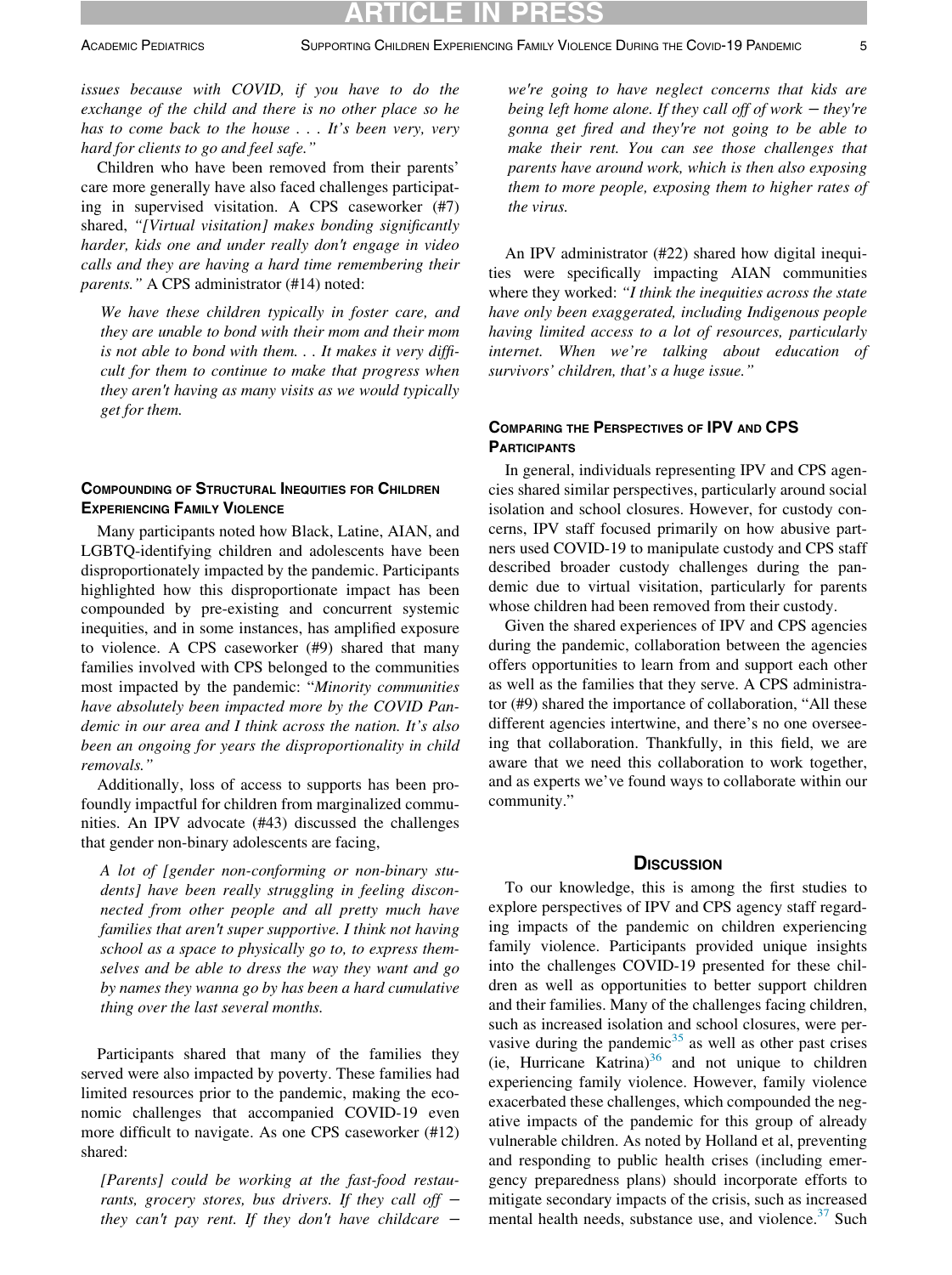*issues because with COVID, if you have to do the exchange of the child and there is no other place so he has to come back to the house . . . It's been very, very hard for clients to go and feel safe."*

Children who have been removed from their parents' care more generally have also faced challenges participating in supervised visitation. A CPS caseworker (#7) shared, *"[Virtual visitation] makes bonding significantly harder, kids one and under really don't engage in video calls and they are having a hard time remembering their parents."* A CPS administrator (#14) noted:

> *We have these children typically in foster care, and they are unable to bond with their mom and their mom is not able to bond with them. . . It makes it very difficult for them to continue to make that progress when they aren't having as many visits as we would typically get for them.*

## Compounding of Structural Inequities for Children Experiencing Family Violence

Many participants noted how Black, Latine, AIAN, and LGBTQ-identifying children and adolescents have been disproportionately impacted by the pandemic. Participants highlighted how this disproportionate impact has been compounded by pre-existing and concurrent systemic inequities, and in some instances, has amplified exposure to violence. A CPS caseworker (#9) shared that many families involved with CPS belonged to the communities most impacted by the pandemic: "*Minority communities have absolutely been impacted more by the COVID Pandemic in our area and I think across the nation. It's also been an ongoing for years the disproportionality in child removals."*

Additionally, loss of access to supports has been profoundly impactful for children from marginalized communities. An IPV advocate (#43) discussed the challenges that gender non-binary adolescents are facing,

> *A lot of [gender non-conforming or non-binary students] have been really struggling in feeling disconnected from other people and all pretty much have families that aren't super supportive. I think not having school as a space to physically go to, to express themselves and be able to dress the way they want and go by names they wanna go by has been a hard cumulative thing over the last several months.*

Participants shared that many of the families they served were also impacted by poverty. These families had limited resources prior to the pandemic, making the economic challenges that accompanied COVID-19 even more difficult to navigate. As one CPS caseworker (#12) shared:

> *[Parents] could be working at the fast-food restaurants, grocery stores, bus drivers. If they call off – they can't pay rent. If they don't have childcare – we're going to have neglect concerns that kids are being left home alone. If they call off of work – they're gonna get fired and they're not going to be able to make their rent. You can see those challenges that parents have around work, which is then also exposing them to more people, exposing them to higher rates of the virus.*

An IPV administrator (#22) shared how digital inequities were specifically impacting AIAN communities where they worked: *"I think the inequities across the state have only been exaggerated, including Indigenous people having limited access to a lot of resources, particularly internet. When we're talking about education of survivors' children, that's a huge issue."*

## Comparing the Perspectives of IPV and CPS Participants

In general, individuals representing IPV and CPS agencies shared similar perspectives, particularly around social isolation and school closures. However, for custody concerns, IPV staff focused primarily on how abusive partners used COVID-19 to manipulate custody and CPS staff described broader custody challenges during the pandemic due to virtual visitation, particularly for parents whose children had been removed from their custody.

Given the shared experiences of IPV and CPS agencies during the pandemic, collaboration between the agencies offers opportunities to learn from and support each other as well as the families that they serve. A CPS administrator (#9) shared the importance of collaboration, "All these different agencies intertwine, and there's no one overseeing that collaboration. Thankfully, in this field, we are aware that we need this collaboration to work together, and as experts we've found ways to collaborate within our community."

# Discussion

To our knowledge, this is among the first studies to explore perspectives of IPV and CPS agency staff regarding impacts of the pandemic on children experiencing family violence. Participants provided unique insights into the challenges COVID-19 presented for these children as well as opportunities to better support children and their families. Many of the challenges facing children, such as increased isolation and school closures, were pervasive during the pandemic[35] as well as other past crises (ie, Hurricane Katrina)[36] and not unique to children experiencing family violence. However, family violence exacerbated these challenges, which compounded the negative impacts of the pandemic for this group of already vulnerable children. As noted by Holland et al, preventing and responding to public health crises (including emergency preparedness plans) should incorporate efforts to mitigate secondary impacts of the crisis, such as increased mental health needs, substance use, and violence.[37] Such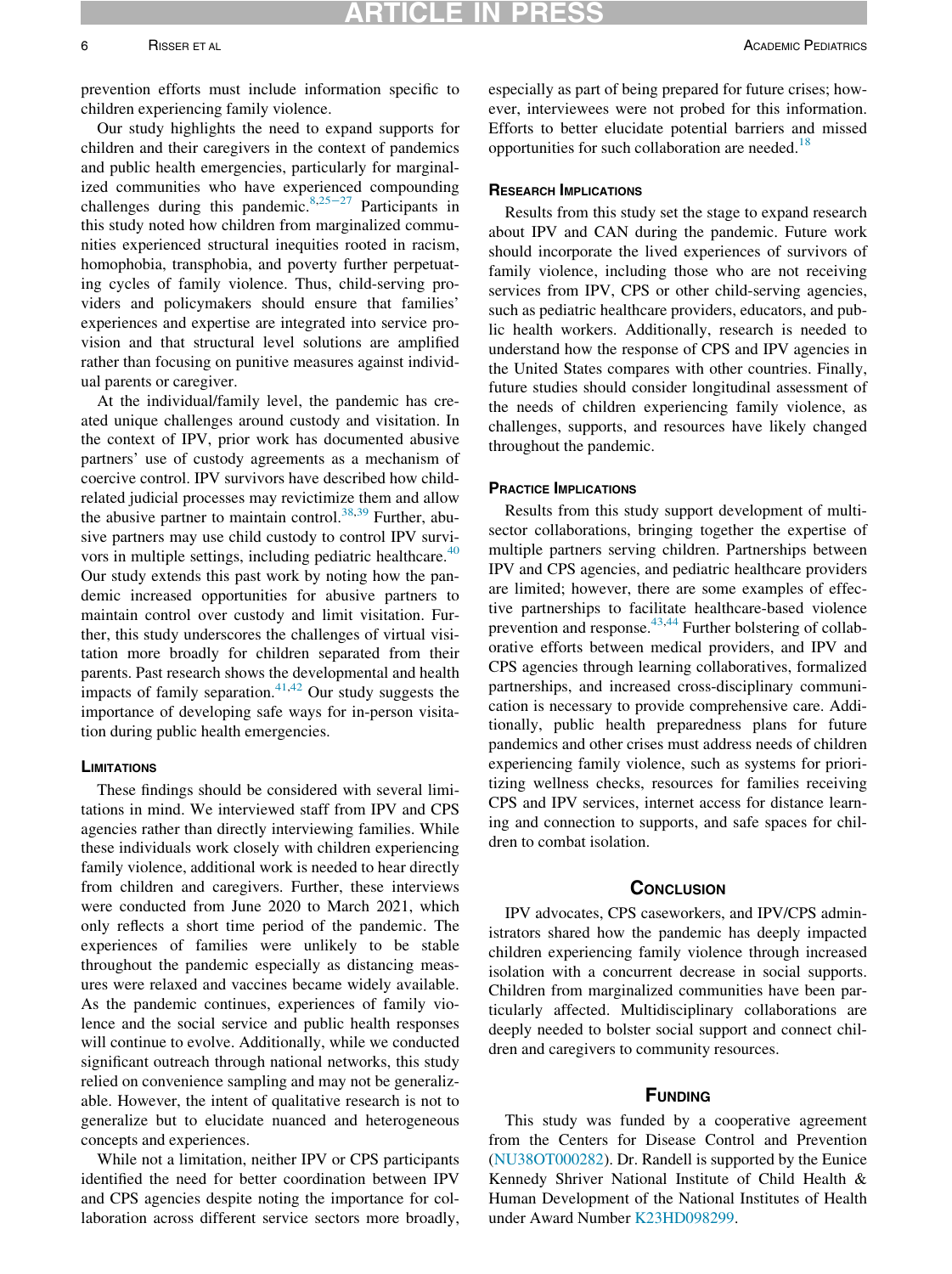prevention efforts must include information specific to children experiencing family violence.

Our study highlights the need to expand supports for children and their caregivers in the context of pandemics and public health emergencies, particularly for marginalized communities who have experienced compounding challenges during this pandemic.[8,25–27] Participants in this study noted how children from marginalized communities experienced structural inequities rooted in racism, homophobia, transphobia, and poverty further perpetuating cycles of family violence. Thus, child-serving providers and policymakers should ensure that families' experiences and expertise are integrated into service provision and that structural level solutions are amplified rather than focusing on punitive measures against individual parents or caregiver.

At the individual/family level, the pandemic has created unique challenges around custody and visitation. In the context of IPV, prior work has documented abusive partners' use of custody agreements as a mechanism of coercive control. IPV survivors have described how child-related judicial processes may revictimize them and allow the abusive partner to maintain control.[38,39] Further, abusive partners may use child custody to control IPV survivors in multiple settings, including pediatric healthcare.[40] Our study extends this past work by noting how the pandemic increased opportunities for abusive partners to maintain control over custody and limit visitation. Further, this study underscores the challenges of virtual visitation more broadly for children separated from their parents. Past research shows the developmental and health impacts of family separation.[41,42] Our study suggests the importance of developing safe ways for in-person visitation during public health emergencies.

## Limitations

These findings should be considered with several limitations in mind. We interviewed staff from IPV and CPS agencies rather than directly interviewing families. While these individuals work closely with children experiencing family violence, additional work is needed to hear directly from children and caregivers. Further, these interviews were conducted from June 2020 to March 2021, which only reflects a short time period of the pandemic. The experiences of families were unlikely to be stable throughout the pandemic especially as distancing measures were relaxed and vaccines became widely available. As the pandemic continues, experiences of family violence and the social service and public health responses will continue to evolve. Additionally, while we conducted significant outreach through national networks, this study relied on convenience sampling and may not be generalizable. However, the intent of qualitative research is not to generalize but to elucidate nuanced and heterogeneous concepts and experiences.

While not a limitation, neither IPV or CPS participants identified the need for better coordination between IPV and CPS agencies despite noting the importance for collaboration across different service sectors more broadly, especially as part of being prepared for future crises; however, interviewees were not probed for this information. Efforts to better elucidate potential barriers and missed opportunities for such collaboration are needed.[18]

## Research Implications

Results from this study set the stage to expand research about IPV and CAN during the pandemic. Future work should incorporate the lived experiences of survivors of family violence, including those who are not receiving services from IPV, CPS or other child-serving agencies, such as pediatric healthcare providers, educators, and public health workers. Additionally, research is needed to understand how the response of CPS and IPV agencies in the United States compares with other countries. Finally, future studies should consider longitudinal assessment of the needs of children experiencing family violence, as challenges, supports, and resources have likely changed throughout the pandemic.

## Practice Implications

Results from this study support development of multisector collaborations, bringing together the expertise of multiple partners serving children. Partnerships between IPV and CPS agencies, and pediatric healthcare providers are limited; however, there are some examples of effective partnerships to facilitate healthcare-based violence prevention and response.[43,44] Further bolstering of collaborative efforts between medical providers, and IPV and CPS agencies through learning collaboratives, formalized partnerships, and increased cross-disciplinary communication is necessary to provide comprehensive care. Additionally, public health preparedness plans for future pandemics and other crises must address needs of children experiencing family violence, such as systems for prioritizing wellness checks, resources for families receiving CPS and IPV services, internet access for distance learning and connection to supports, and safe spaces for children to combat isolation.

## Conclusion

IPV advocates, CPS caseworkers, and IPV/CPS administrators shared how the pandemic has deeply impacted children experiencing family violence through increased isolation with a concurrent decrease in social supports. Children from marginalized communities have been particularly affected. Multidisciplinary collaborations are deeply needed to bolster social support and connect children and caregivers to community resources.

## Funding

This study was funded by a cooperative agreement from the Centers for Disease Control and Prevention (NU38OT000282). Dr. Randell is supported by the Eunice Kennedy Shriver National Institute of Child Health & Human Development of the National Institutes of Health under Award Number K23HD098299.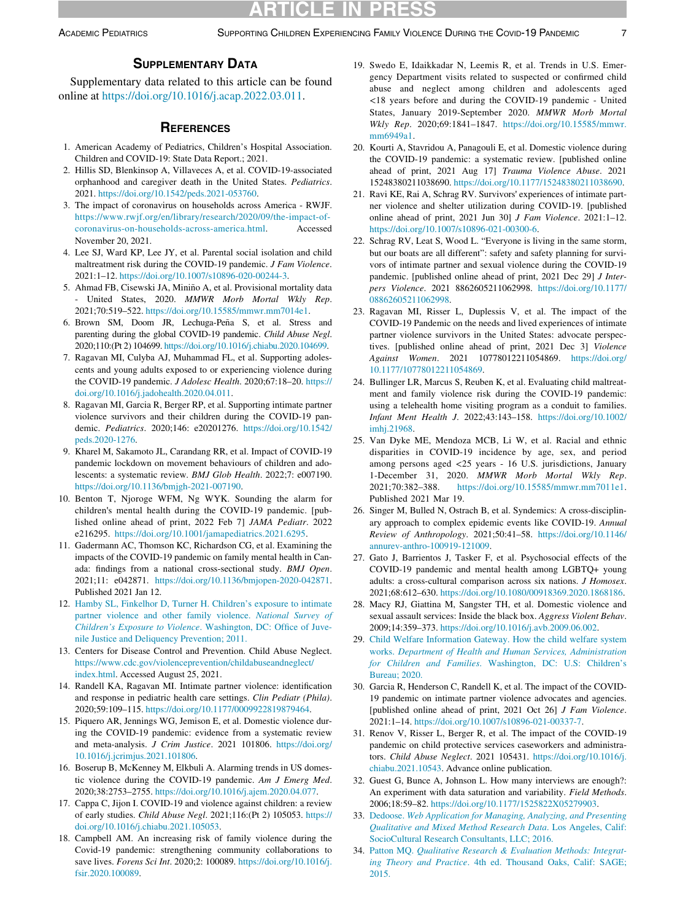## Supplementary Data

Supplementary data related to this article can be found online at https://doi.org/10.1016/j.acap.2022.03.011.

## References

1. American Academy of Pediatrics, Children's Hospital Association. Children and COVID-19: State Data Report.; 2021.
2. Hillis SD, Blenkinsop A, Villaveces A, et al. COVID-19-associated orphanhood and caregiver death in the United States. *Pediatrics*. 2021. https://doi.org/10.1542/peds.2021-053760.
3. The impact of coronavirus on households across America - RWJF. https://www.rwjf.org/en/library/research/2020/09/the-impact-of-coronavirus-on-households-across-america.html. Accessed November 20, 2021.
4. Lee SJ, Ward KP, Lee JY, et al. Parental social isolation and child maltreatment risk during the COVID-19 pandemic. *J Fam Violence*. 2021:1–12. https://doi.org/10.1007/s10896-020-00244-3.
5. Ahmad FB, Cisewski JA, Miniño A, et al. Provisional mortality data - United States, 2020. *MMWR Morb Mortal Wkly Rep*. 2021;70:519–522. https://doi.org/10.15585/mmwr.mm7014e1.
6. Brown SM, Doom JR, Lechuga-Peña S, et al. Stress and parenting during the global COVID-19 pandemic. *Child Abuse Negl*. 2020;110:(Pt 2) 104699. https://doi.org/10.1016/j.chiabu.2020.104699.
7. Ragavan MI, Culyba AJ, Muhammad FL, et al. Supporting adolescents and young adults exposed to or experiencing violence during the COVID-19 pandemic. *J Adolesc Health*. 2020;67:18–20. https://doi.org/10.1016/j.jadohealth.2020.04.011.
8. Ragavan MI, Garcia R, Berger RP, et al. Supporting intimate partner violence survivors and their children during the COVID-19 pandemic. *Pediatrics*. 2020;146: e20201276. https://doi.org/10.1542/peds.2020-1276.
9. Kharel M, Sakamoto JL, Carandang RR, et al. Impact of COVID-19 pandemic lockdown on movement behaviours of children and adolescents: a systematic review. *BMJ Glob Health*. 2022;7: e007190. https://doi.org/10.1136/bmjgh-2021-007190.
10. Benton T, Njoroge WFM, Ng WYK. Sounding the alarm for children's mental health during the COVID-19 pandemic. [published online ahead of print, 2022 Feb 7] *JAMA Pediatr*. 2022 e216295. https://doi.org/10.1001/jamapediatrics.2021.6295.
11. Gadermann AC, Thomson KC, Richardson CG, et al. Examining the impacts of the COVID-19 pandemic on family mental health in Canada: findings from a national cross-sectional study. *BMJ Open*. 2021;11: e042871. https://doi.org/10.1136/bmjopen-2020-042871. Published 2021 Jan 12.
12. Hamby SL, Finkelhor D, Turner H. Children's exposure to intimate partner violence and other family violence. *National Survey of Children's Exposure to Violence*. Washington, DC: Office of Juvenile Justice and Deliquency Prevention; 2011.
13. Centers for Disease Control and Prevention. Child Abuse Neglect. https://www.cdc.gov/violenceprevention/childabuseandneglect/index.html. Accessed August 25, 2021.
14. Randell KA, Ragavan MI. Intimate partner violence: identification and response in pediatric health care settings. *Clin Pediatr (Phila)*. 2020;59:109–115. https://doi.org/10.1177/0009922819879464.
15. Piquero AR, Jennings WG, Jemison E, et al. Domestic violence during the COVID-19 pandemic: evidence from a systematic review and meta-analysis. *J Crim Justice*. 2021 101806. https://doi.org/10.1016/j.jcrimjus.2021.101806.
16. Boserup B, McKenney M, Elkbuli A. Alarming trends in US domestic violence during the COVID-19 pandemic. *Am J Emerg Med*. 2020;38:2753–2755. https://doi.org/10.1016/j.ajem.2020.04.077.
17. Cappa C, Jijon I. COVID-19 and violence against children: a review of early studies. *Child Abuse Negl*. 2021;116:(Pt 2) 105053. https://doi.org/10.1016/j.chiabu.2021.105053.
18. Campbell AM. An increasing risk of family violence during the Covid-19 pandemic: strengthening community collaborations to save lives. *Forens Sci Int*. 2020;2: 100089. https://doi.org/10.1016/j.fsir.2020.100089.
19. Swedo E, Idaikkadar N, Leemis R, et al. Trends in U.S. Emergency Department visits related to suspected or confirmed child abuse and neglect among children and adolescents aged <18 years before and during the COVID-19 pandemic - United States, January 2019-September 2020. *MMWR Morb Mortal Wkly Rep*. 2020;69:1841–1847. https://doi.org/10.15585/mmwr.mm6949a1.
20. Kourti A, Stavridou A, Panagouli E, et al. Domestic violence during the COVID-19 pandemic: a systematic review. [published online ahead of print, 2021 Aug 17] *Trauma Violence Abuse*. 2021 15248380211038690. https://doi.org/10.1177/15248380211038690.
21. Ravi KE, Rai A, Schrag RV. Survivors' experiences of intimate partner violence and shelter utilization during COVID-19. [published online ahead of print, 2021 Jun 30] *J Fam Violence*. 2021:1–12. https://doi.org/10.1007/s10896-021-00300-6.
22. Schrag RV, Leat S, Wood L. "Everyone is living in the same storm, but our boats are all different": safety and safety planning for survivors of intimate partner and sexual violence during the COVID-19 pandemic. [published online ahead of print, 2021 Dec 29] *J Interpers Violence*. 2021 8862605211062998. https://doi.org/10.1177/08862605211062998.
23. Ragavan MI, Risser L, Duplessis V, et al. The impact of the COVID-19 Pandemic on the needs and lived experiences of intimate partner violence survivors in the United States: advocate perspectives. [published online ahead of print, 2021 Dec 3] *Violence Against Women*. 2021 10778012211054869. https://doi.org/10.1177/10778012211054869.
24. Bullinger LR, Marcus S, Reuben K, et al. Evaluating child maltreatment and family violence risk during the COVID-19 pandemic: using a telehealth home visiting program as a conduit to families. *Infant Ment Health J*. 2022;43:143–158. https://doi.org/10.1002/imhj.21968.
25. Van Dyke ME, Mendoza MCB, Li W, et al. Racial and ethnic disparities in COVID-19 incidence by age, sex, and period among persons aged <25 years - 16 U.S. jurisdictions, January 1-December 31, 2020. *MMWR Morb Mortal Wkly Rep*. 2021;70:382–388. https://doi.org/10.15585/mmwr.mm7011e1. Published 2021 Mar 19.
26. Singer M, Bulled N, Ostrach B, et al. Syndemics: A cross-disciplinary approach to complex epidemic events like COVID-19. *Annual Review of Anthropology*. 2021;50:41–58. https://doi.org/10.1146/annurev-anthro-100919-121009.
27. Gato J, Barrientos J, Tasker F, et al. Psychosocial effects of the COVID-19 pandemic and mental health among LGBTQ+ young adults: a cross-cultural comparison across six nations. *J Homosex*. 2021;68:612–630. https://doi.org/10.1080/00918369.2020.1868186.
28. Macy RJ, Giattina M, Sangster TH, et al. Domestic violence and sexual assault services: Inside the black box. *Aggress Violent Behav*. 2009;14:359–373. https://doi.org/10.1016/j.avb.2009.06.002.
29. Child Welfare Information Gateway. How the child welfare system works. *Department of Health and Human Services, Administration for Children and Families*. Washington, DC: U.S: Children's Bureau; 2020.
30. Garcia R, Henderson C, Randell K, et al. The impact of the COVID-19 pandemic on intimate partner violence advocates and agencies. [published online ahead of print, 2021 Oct 26] *J Fam Violence*. 2021:1–14. https://doi.org/10.1007/s10896-021-00337-7.
31. Renov V, Risser L, Berger R, et al. The impact of the COVID-19 pandemic on child protective services caseworkers and administrators. *Child Abuse Neglect*. 2021 105431. https://doi.org/10.1016/j.chiabu.2021.10543. Advance online publication.
32. Guest G, Bunce A, Johnson L. How many interviews are enough?: An experiment with data saturation and variability. *Field Methods*. 2006;18:59–82. https://doi.org/10.1177/1525822X05279903.
33. Dedoose. *Web Application for Managing, Analyzing, and Presenting Qualitative and Mixed Method Research Data*. Los Angeles, Calif: SocioCultural Research Consultants, LLC; 2016.
34. Patton MQ. *Qualitative Research & Evaluation Methods: Integrating Theory and Practice*. 4th ed. Thousand Oaks, Calif: SAGE; 2015.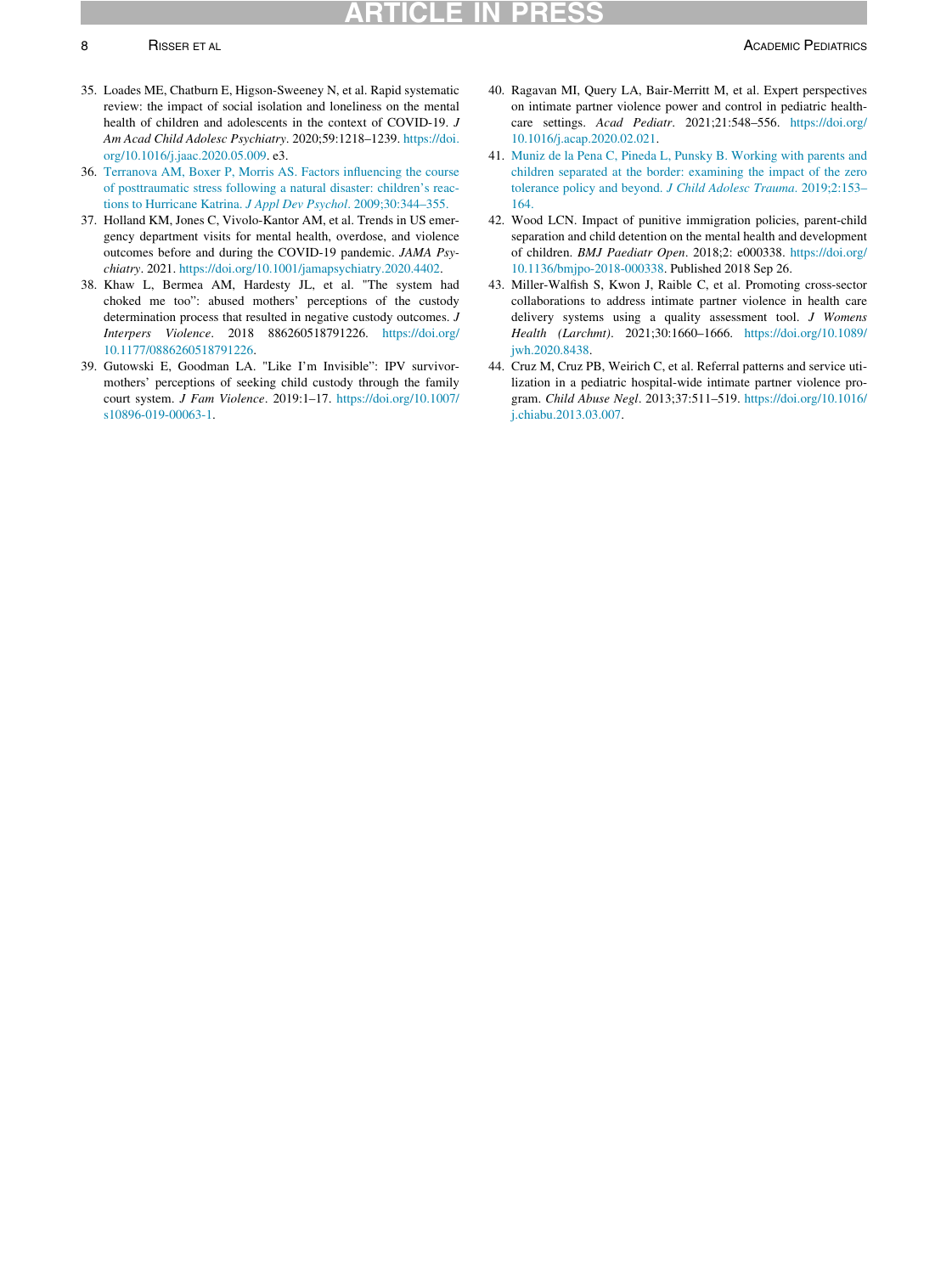35. Loades ME, Chatburn E, Higson-Sweeney N, et al. Rapid systematic review: the impact of social isolation and loneliness on the mental health of children and adolescents in the context of COVID-19. *J Am Acad Child Adolesc Psychiatry*. 2020;59:1218–1239. https://doi.org/10.1016/j.jaac.2020.05.009. e3.
36. Terranova AM, Boxer P, Morris AS. Factors influencing the course of posttraumatic stress following a natural disaster: children's reactions to Hurricane Katrina. *J Appl Dev Psychol*. 2009;30:344–355.
37. Holland KM, Jones C, Vivolo-Kantor AM, et al. Trends in US emergency department visits for mental health, overdose, and violence outcomes before and during the COVID-19 pandemic. *JAMA Psychiatry*. 2021. https://doi.org/10.1001/jamapsychiatry.2020.4402.
38. Khaw L, Bermea AM, Hardesty JL, et al. "The system had choked me too": abused mothers' perceptions of the custody determination process that resulted in negative custody outcomes. *J Interpers Violence*. 2018 886260518791226. https://doi.org/10.1177/0886260518791226.
39. Gutowski E, Goodman LA. "Like I'm Invisible": IPV survivor-mothers' perceptions of seeking child custody through the family court system. *J Fam Violence*. 2019:1–17. https://doi.org/10.1007/s10896-019-00063-1.
40. Ragavan MI, Query LA, Bair-Merritt M, et al. Expert perspectives on intimate partner violence power and control in pediatric healthcare settings. *Acad Pediatr*. 2021;21:548–556. https://doi.org/10.1016/j.acap.2020.02.021.
41. Muniz de la Pena C, Pineda L, Punsky B. Working with parents and children separated at the border: examining the impact of the zero tolerance policy and beyond. *J Child Adolesc Trauma*. 2019;2:153–164.
42. Wood LCN. Impact of punitive immigration policies, parent-child separation and child detention on the mental health and development of children. *BMJ Paediatr Open*. 2018;2: e000338. https://doi.org/10.1136/bmjpo-2018-000338. Published 2018 Sep 26.
43. Miller-Walfish S, Kwon J, Raible C, et al. Promoting cross-sector collaborations to address intimate partner violence in health care delivery systems using a quality assessment tool. *J Womens Health (Larchmt)*. 2021;30:1660–1666. https://doi.org/10.1089/jwh.2020.8438.
44. Cruz M, Cruz PB, Weirich C, et al. Referral patterns and service utilization in a pediatric hospital-wide intimate partner violence program. *Child Abuse Negl*. 2013;37:511–519. https://doi.org/10.1016/j.chiabu.2013.03.007.